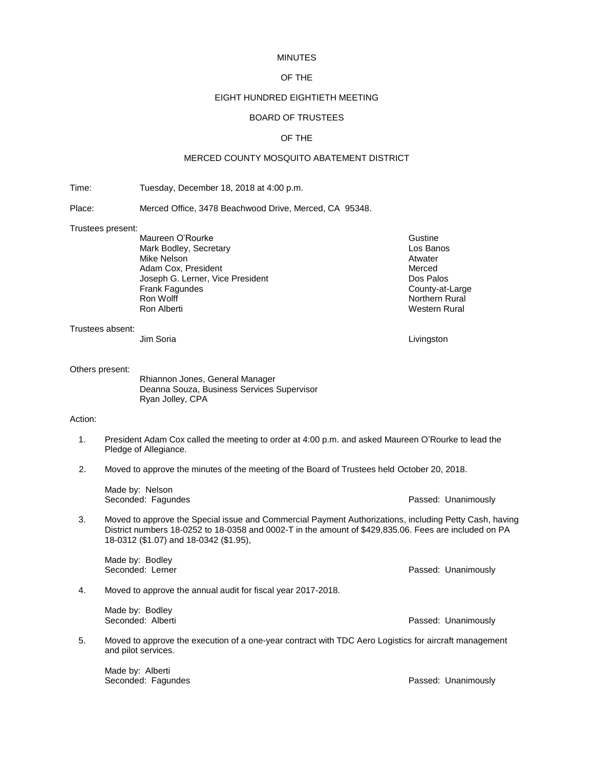# MINUTES

## OF THE

## EIGHT HUNDRED EIGHTIETH MEETING

## BOARD OF TRUSTEES

## OF THE

## MERCED COUNTY MOSQUITO ABATEMENT DISTRICT

Time: Tuesday, December 18, 2018 at 4:00 p.m.

Place: Merced Office, 3478 Beachwood Drive, Merced, CA 95348.

Trustees present:

| | |
|---|---|
| Maureen O'Rourke | Gustine |
| Mark Bodley, Secretary | Los Banos |
| Mike Nelson | Atwater |
| Adam Cox, President | Merced |
| Joseph G. Lerner, Vice President | Dos Palos |
| Frank Fagundes | County-at-Large |
| Ron Wolff | Northern Rural |
| Ron Alberti | Western Rural |

Trustees absent:

| | |
|---|---|
| Jim Soria | Livingston |

Others present:

Rhiannon Jones, General Manager
Deanna Souza, Business Services Supervisor
Ryan Jolley, CPA

Action:

1. President Adam Cox called the meeting to order at 4:00 p.m. and asked Maureen O'Rourke to lead the Pledge of Allegiance.

2. Moved to approve the minutes of the meeting of the Board of Trustees held October 20, 2018.

   Made by: Nelson
   Seconded: Fagundes — Passed: Unanimously

3. Moved to approve the Special issue and Commercial Payment Authorizations, including Petty Cash, having District numbers 18-0252 to 18-0358 and 0002-T in the amount of $429,835.06. Fees are included on PA 18-0312 ($1.07) and 18-0342 ($1.95),

   Made by: Bodley
   Seconded: Lerner — Passed: Unanimously

4. Moved to approve the annual audit for fiscal year 2017-2018.

   Made by: Bodley
   Seconded: Alberti — Passed: Unanimously

5. Moved to approve the execution of a one-year contract with TDC Aero Logistics for aircraft management and pilot services.

   Made by: Alberti
   Seconded: Fagundes — Passed: Unanimously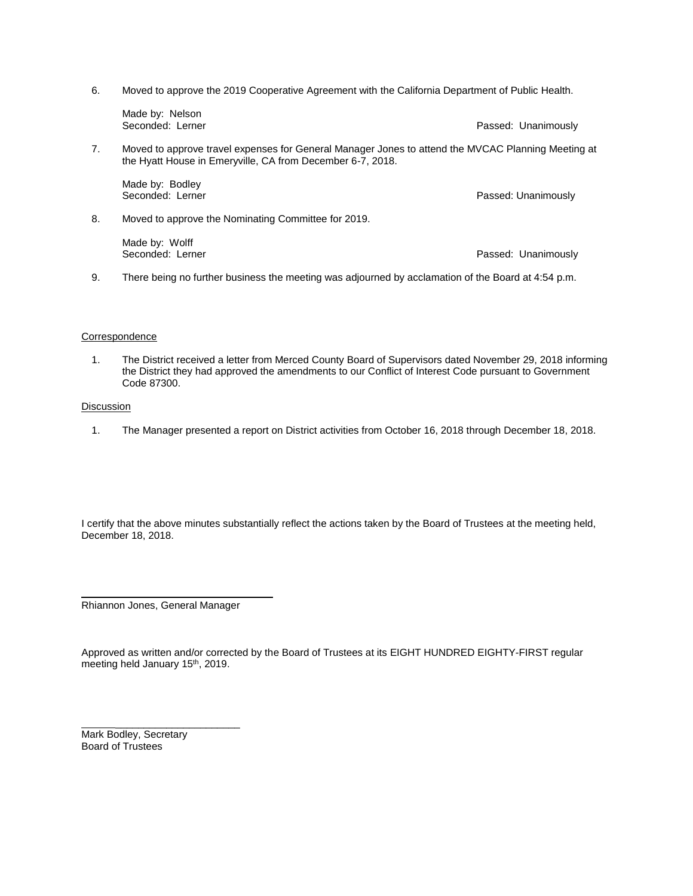6. Moved to approve the 2019 Cooperative Agreement with the California Department of Public Health.

   Made by: Nelson
   Seconded: Lerner — Passed: Unanimously

7. Moved to approve travel expenses for General Manager Jones to attend the MVCAC Planning Meeting at the Hyatt House in Emeryville, CA from December 6-7, 2018.

   Made by: Bodley
   Seconded: Lerner — Passed: Unanimously

8. Moved to approve the Nominating Committee for 2019.

   Made by: Wolff
   Seconded: Lerner — Passed: Unanimously

9. There being no further business the meeting was adjourned by acclamation of the Board at 4:54 p.m.

Correspondence

1. The District received a letter from Merced County Board of Supervisors dated November 29, 2018 informing the District they had approved the amendments to our Conflict of Interest Code pursuant to Government Code 87300.

Discussion

1. The Manager presented a report on District activities from October 16, 2018 through December 18, 2018.

I certify that the above minutes substantially reflect the actions taken by the Board of Trustees at the meeting held, December 18, 2018.

\_\_\_\_\_\_\_\_\_\_\_\_\_\_\_\_\_\_\_\_\_\_\_\_\_\_\_\_\_\_\_\_\_\_\_\_

Rhiannon Jones, General Manager

Approved as written and/or corrected by the Board of Trustees at its EIGHT HUNDRED EIGHTY-FIRST regular meeting held January 15th, 2019.

\_\_\_\_\_\_\_\_\_\_\_\_\_\_\_\_\_\_\_\_\_\_\_\_\_\_\_\_

Mark Bodley, Secretary
Board of Trustees